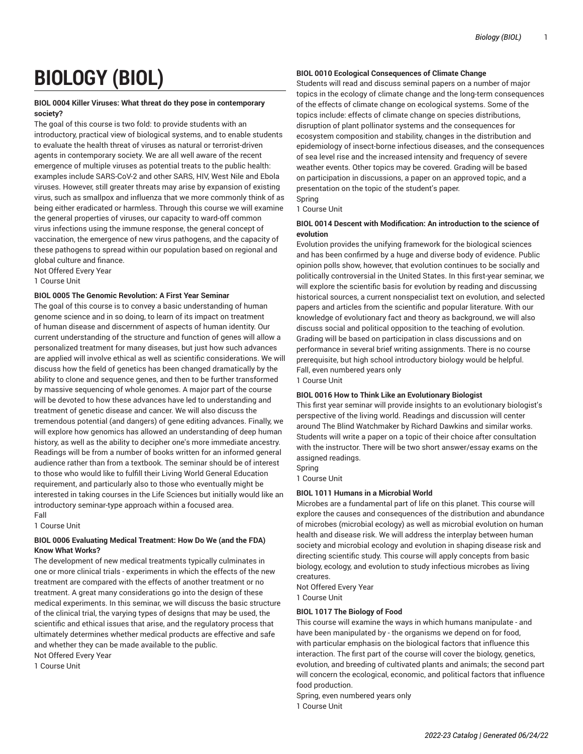# BIOLOGY (BIOL)

**BIOL 0004 Killer Viruses: What threat do they pose in contemporary society?**

The goal of this course is two fold: to provide students with an introductory, practical view of biological systems, and to enable students to evaluate the health threat of viruses as natural or terrorist-driven agents in contemporary society. We are all well aware of the recent emergence of multiple viruses as potential treats to the public health: examples include SARS-CoV-2 and other SARS, HIV, West Nile and Ebola viruses. However, still greater threats may arise by expansion of existing virus, such as smallpox and influenza that we more commonly think of as being either eradicated or harmless. Through this course we will examine the general properties of viruses, our capacity to ward-off common virus infections using the immune response, the general concept of vaccination, the emergence of new virus pathogens, and the capacity of these pathogens to spread within our population based on regional and global culture and finance.
Not Offered Every Year
1 Course Unit

**BIOL 0005 The Genomic Revolution: A First Year Seminar**

The goal of this course is to convey a basic understanding of human genome science and in so doing, to learn of its impact on treatment of human disease and discernment of aspects of human identity. Our current understanding of the structure and function of genes will allow a personalized treatment for many diseases, but just how such advances are applied will involve ethical as well as scientific considerations. We will discuss how the field of genetics has been changed dramatically by the ability to clone and sequence genes, and then to be further transformed by massive sequencing of whole genomes. A major part of the course will be devoted to how these advances have led to understanding and treatment of genetic disease and cancer. We will also discuss the tremendous potential (and dangers) of gene editing advances. Finally, we will explore how genomics has allowed an understanding of deep human history, as well as the ability to decipher one's more immediate ancestry. Readings will be from a number of books written for an informed general audience rather than from a textbook. The seminar should be of interest to those who would like to fulfill their Living World General Education requirement, and particularly also to those who eventually might be interested in taking courses in the Life Sciences but initially would like an introductory seminar-type approach within a focused area.
Fall
1 Course Unit

**BIOL 0006 Evaluating Medical Treatment: How Do We (and the FDA) Know What Works?**

The development of new medical treatments typically culminates in one or more clinical trials - experiments in which the effects of the new treatment are compared with the effects of another treatment or no treatment. A great many considerations go into the design of these medical experiments. In this seminar, we will discuss the basic structure of the clinical trial, the varying types of designs that may be used, the scientific and ethical issues that arise, and the regulatory process that ultimately determines whether medical products are effective and safe and whether they can be made available to the public.
Not Offered Every Year
1 Course Unit

**BIOL 0010 Ecological Consequences of Climate Change**

Students will read and discuss seminal papers on a number of major topics in the ecology of climate change and the long-term consequences of the effects of climate change on ecological systems. Some of the topics include: effects of climate change on species distributions, disruption of plant pollinator systems and the consequences for ecosystem composition and stability, changes in the distribution and epidemiology of insect-borne infectious diseases, and the consequences of sea level rise and the increased intensity and frequency of severe weather events. Other topics may be covered. Grading will be based on participation in discussions, a paper on an approved topic, and a presentation on the topic of the student's paper.
Spring
1 Course Unit

**BIOL 0014 Descent with Modification: An introduction to the science of evolution**

Evolution provides the unifying framework for the biological sciences and has been confirmed by a huge and diverse body of evidence. Public opinion polls show, however, that evolution continues to be socially and politically controversial in the United States. In this first-year seminar, we will explore the scientific basis for evolution by reading and discussing historical sources, a current nonspecialist text on evolution, and selected papers and articles from the scientific and popular literature. With our knowledge of evolutionary fact and theory as background, we will also discuss social and political opposition to the teaching of evolution. Grading will be based on participation in class discussions and on performance in several brief writing assignments. There is no course prerequisite, but high school introductory biology would be helpful.
Fall, even numbered years only
1 Course Unit

**BIOL 0016 How to Think Like an Evolutionary Biologist**

This first year seminar will provide insights to an evolutionary biologist's perspective of the living world. Readings and discussion will center around The Blind Watchmaker by Richard Dawkins and similar works. Students will write a paper on a topic of their choice after consultation with the instructor. There will be two short answer/essay exams on the assigned readings.
Spring
1 Course Unit

**BIOL 1011 Humans in a Microbial World**

Microbes are a fundamental part of life on this planet. This course will explore the causes and consequences of the distribution and abundance of microbes (microbial ecology) as well as microbial evolution on human health and disease risk. We will address the interplay between human society and microbial ecology and evolution in shaping disease risk and directing scientific study. This course will apply concepts from basic biology, ecology, and evolution to study infectious microbes as living creatures.
Not Offered Every Year
1 Course Unit

**BIOL 1017 The Biology of Food**

This course will examine the ways in which humans manipulate - and have been manipulated by - the organisms we depend on for food, with particular emphasis on the biological factors that influence this interaction. The first part of the course will cover the biology, genetics, evolution, and breeding of cultivated plants and animals; the second part will concern the ecological, economic, and political factors that influence food production.
Spring, even numbered years only
1 Course Unit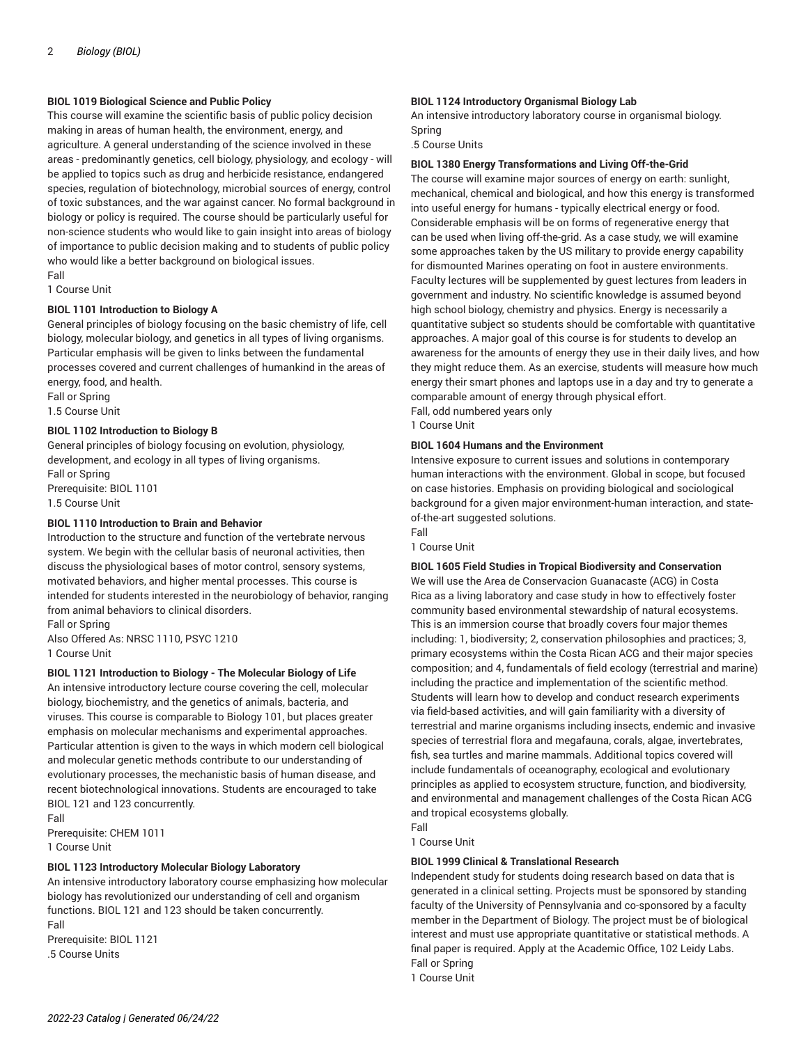**BIOL 1019 Biological Science and Public Policy**

This course will examine the scientific basis of public policy decision making in areas of human health, the environment, energy, and agriculture. A general understanding of the science involved in these areas - predominantly genetics, cell biology, physiology, and ecology - will be applied to topics such as drug and herbicide resistance, endangered species, regulation of biotechnology, microbial sources of energy, control of toxic substances, and the war against cancer. No formal background in biology or policy is required. The course should be particularly useful for non-science students who would like to gain insight into areas of biology of importance to public decision making and to students of public policy who would like a better background on biological issues.
Fall
1 Course Unit

**BIOL 1101 Introduction to Biology A**

General principles of biology focusing on the basic chemistry of life, cell biology, molecular biology, and genetics in all types of living organisms. Particular emphasis will be given to links between the fundamental processes covered and current challenges of humankind in the areas of energy, food, and health.
Fall or Spring
1.5 Course Unit

**BIOL 1102 Introduction to Biology B**

General principles of biology focusing on evolution, physiology, development, and ecology in all types of living organisms.
Fall or Spring
Prerequisite: BIOL 1101
1.5 Course Unit

**BIOL 1110 Introduction to Brain and Behavior**

Introduction to the structure and function of the vertebrate nervous system. We begin with the cellular basis of neuronal activities, then discuss the physiological bases of motor control, sensory systems, motivated behaviors, and higher mental processes. This course is intended for students interested in the neurobiology of behavior, ranging from animal behaviors to clinical disorders.
Fall or Spring
Also Offered As: NRSC 1110, PSYC 1210
1 Course Unit

**BIOL 1121 Introduction to Biology - The Molecular Biology of Life**

An intensive introductory lecture course covering the cell, molecular biology, biochemistry, and the genetics of animals, bacteria, and viruses. This course is comparable to Biology 101, but places greater emphasis on molecular mechanisms and experimental approaches. Particular attention is given to the ways in which modern cell biological and molecular genetic methods contribute to our understanding of evolutionary processes, the mechanistic basis of human disease, and recent biotechnological innovations. Students are encouraged to take BIOL 121 and 123 concurrently.
Fall
Prerequisite: CHEM 1011
1 Course Unit

**BIOL 1123 Introductory Molecular Biology Laboratory**

An intensive introductory laboratory course emphasizing how molecular biology has revolutionized our understanding of cell and organism functions. BIOL 121 and 123 should be taken concurrently.
Fall
Prerequisite: BIOL 1121
.5 Course Units

**BIOL 1124 Introductory Organismal Biology Lab**

An intensive introductory laboratory course in organismal biology.
Spring
.5 Course Units

**BIOL 1380 Energy Transformations and Living Off-the-Grid**

The course will examine major sources of energy on earth: sunlight, mechanical, chemical and biological, and how this energy is transformed into useful energy for humans - typically electrical energy or food. Considerable emphasis will be on forms of regenerative energy that can be used when living off-the-grid. As a case study, we will examine some approaches taken by the US military to provide energy capability for dismounted Marines operating on foot in austere environments. Faculty lectures will be supplemented by guest lectures from leaders in government and industry. No scientific knowledge is assumed beyond high school biology, chemistry and physics. Energy is necessarily a quantitative subject so students should be comfortable with quantitative approaches. A major goal of this course is for students to develop an awareness for the amounts of energy they use in their daily lives, and how they might reduce them. As an exercise, students will measure how much energy their smart phones and laptops use in a day and try to generate a comparable amount of energy through physical effort.
Fall, odd numbered years only
1 Course Unit

**BIOL 1604 Humans and the Environment**

Intensive exposure to current issues and solutions in contemporary human interactions with the environment. Global in scope, but focused on case histories. Emphasis on providing biological and sociological background for a given major environment-human interaction, and state-of-the-art suggested solutions.
Fall
1 Course Unit

**BIOL 1605 Field Studies in Tropical Biodiversity and Conservation**

We will use the Area de Conservacion Guanacaste (ACG) in Costa Rica as a living laboratory and case study in how to effectively foster community based environmental stewardship of natural ecosystems. This is an immersion course that broadly covers four major themes including: 1, biodiversity; 2, conservation philosophies and practices; 3, primary ecosystems within the Costa Rican ACG and their major species composition; and 4, fundamentals of field ecology (terrestrial and marine) including the practice and implementation of the scientific method. Students will learn how to develop and conduct research experiments via field-based activities, and will gain familiarity with a diversity of terrestrial and marine organisms including insects, endemic and invasive species of terrestrial flora and megafauna, corals, algae, invertebrates, fish, sea turtles and marine mammals. Additional topics covered will include fundamentals of oceanography, ecological and evolutionary principles as applied to ecosystem structure, function, and biodiversity, and environmental and management challenges of the Costa Rican ACG and tropical ecosystems globally.
Fall
1 Course Unit

**BIOL 1999 Clinical & Translational Research**

Independent study for students doing research based on data that is generated in a clinical setting. Projects must be sponsored by standing faculty of the University of Pennsylvania and co-sponsored by a faculty member in the Department of Biology. The project must be of biological interest and must use appropriate quantitative or statistical methods. A final paper is required. Apply at the Academic Office, 102 Leidy Labs.
Fall or Spring
1 Course Unit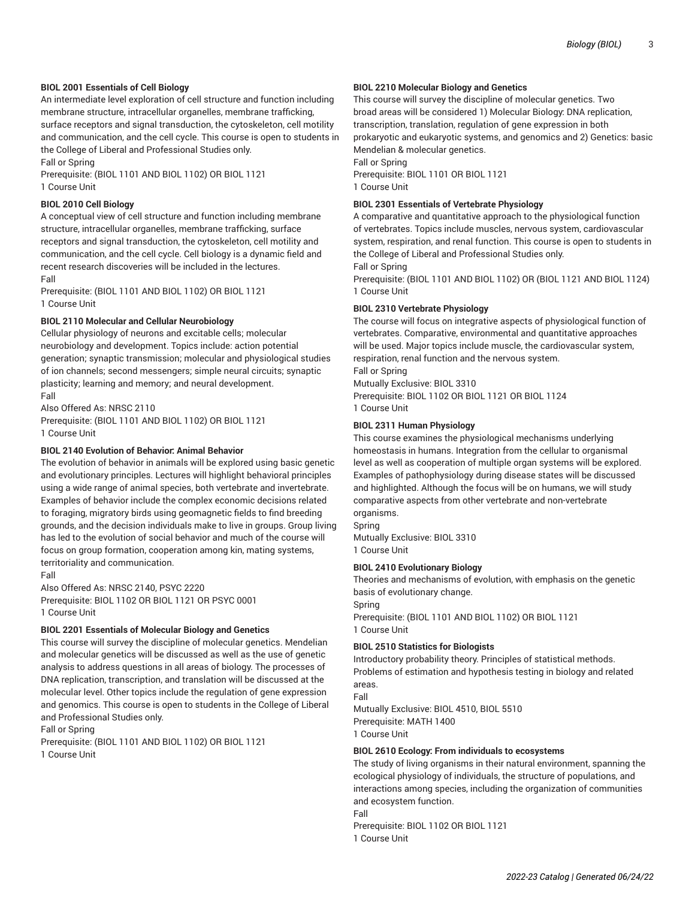**BIOL 2001 Essentials of Cell Biology**
An intermediate level exploration of cell structure and function including membrane structure, intracellular organelles, membrane trafficking, surface receptors and signal transduction, the cytoskeleton, cell motility and communication, and the cell cycle. This course is open to students in the College of Liberal and Professional Studies only.
Fall or Spring
Prerequisite: (BIOL 1101 AND BIOL 1102) OR BIOL 1121
1 Course Unit

**BIOL 2010 Cell Biology**
A conceptual view of cell structure and function including membrane structure, intracellular organelles, membrane trafficking, surface receptors and signal transduction, the cytoskeleton, cell motility and communication, and the cell cycle. Cell biology is a dynamic field and recent research discoveries will be included in the lectures.
Fall
Prerequisite: (BIOL 1101 AND BIOL 1102) OR BIOL 1121
1 Course Unit

**BIOL 2110 Molecular and Cellular Neurobiology**
Cellular physiology of neurons and excitable cells; molecular neurobiology and development. Topics include: action potential generation; synaptic transmission; molecular and physiological studies of ion channels; second messengers; simple neural circuits; synaptic plasticity; learning and memory; and neural development.
Fall
Also Offered As: NRSC 2110
Prerequisite: (BIOL 1101 AND BIOL 1102) OR BIOL 1121
1 Course Unit

**BIOL 2140 Evolution of Behavior: Animal Behavior**
The evolution of behavior in animals will be explored using basic genetic and evolutionary principles. Lectures will highlight behavioral principles using a wide range of animal species, both vertebrate and invertebrate. Examples of behavior include the complex economic decisions related to foraging, migratory birds using geomagnetic fields to find breeding grounds, and the decision individuals make to live in groups. Group living has led to the evolution of social behavior and much of the course will focus on group formation, cooperation among kin, mating systems, territoriality and communication.
Fall
Also Offered As: NRSC 2140, PSYC 2220
Prerequisite: BIOL 1102 OR BIOL 1121 OR PSYC 0001
1 Course Unit

**BIOL 2201 Essentials of Molecular Biology and Genetics**
This course will survey the discipline of molecular genetics. Mendelian and molecular genetics will be discussed as well as the use of genetic analysis to address questions in all areas of biology. The processes of DNA replication, transcription, and translation will be discussed at the molecular level. Other topics include the regulation of gene expression and genomics. This course is open to students in the College of Liberal and Professional Studies only.
Fall or Spring
Prerequisite: (BIOL 1101 AND BIOL 1102) OR BIOL 1121
1 Course Unit

**BIOL 2210 Molecular Biology and Genetics**
This course will survey the discipline of molecular genetics. Two broad areas will be considered 1) Molecular Biology: DNA replication, transcription, translation, regulation of gene expression in both prokaryotic and eukaryotic systems, and genomics and 2) Genetics: basic Mendelian & molecular genetics.
Fall or Spring
Prerequisite: BIOL 1101 OR BIOL 1121
1 Course Unit

**BIOL 2301 Essentials of Vertebrate Physiology**
A comparative and quantitative approach to the physiological function of vertebrates. Topics include muscles, nervous system, cardiovascular system, respiration, and renal function. This course is open to students in the College of Liberal and Professional Studies only.
Fall or Spring
Prerequisite: (BIOL 1101 AND BIOL 1102) OR (BIOL 1121 AND BIOL 1124)
1 Course Unit

**BIOL 2310 Vertebrate Physiology**
The course will focus on integrative aspects of physiological function of vertebrates. Comparative, environmental and quantitative approaches will be used. Major topics include muscle, the cardiovascular system, respiration, renal function and the nervous system.
Fall or Spring
Mutually Exclusive: BIOL 3310
Prerequisite: BIOL 1102 OR BIOL 1121 OR BIOL 1124
1 Course Unit

**BIOL 2311 Human Physiology**
This course examines the physiological mechanisms underlying homeostasis in humans. Integration from the cellular to organismal level as well as cooperation of multiple organ systems will be explored. Examples of pathophysiology during disease states will be discussed and highlighted. Although the focus will be on humans, we will study comparative aspects from other vertebrate and non-vertebrate organisms.
Spring
Mutually Exclusive: BIOL 3310
1 Course Unit

**BIOL 2410 Evolutionary Biology**
Theories and mechanisms of evolution, with emphasis on the genetic basis of evolutionary change.
Spring
Prerequisite: (BIOL 1101 AND BIOL 1102) OR BIOL 1121
1 Course Unit

**BIOL 2510 Statistics for Biologists**
Introductory probability theory. Principles of statistical methods. Problems of estimation and hypothesis testing in biology and related areas.
Fall
Mutually Exclusive: BIOL 4510, BIOL 5510
Prerequisite: MATH 1400
1 Course Unit

**BIOL 2610 Ecology: From individuals to ecosystems**
The study of living organisms in their natural environment, spanning the ecological physiology of individuals, the structure of populations, and interactions among species, including the organization of communities and ecosystem function.
Fall
Prerequisite: BIOL 1102 OR BIOL 1121
1 Course Unit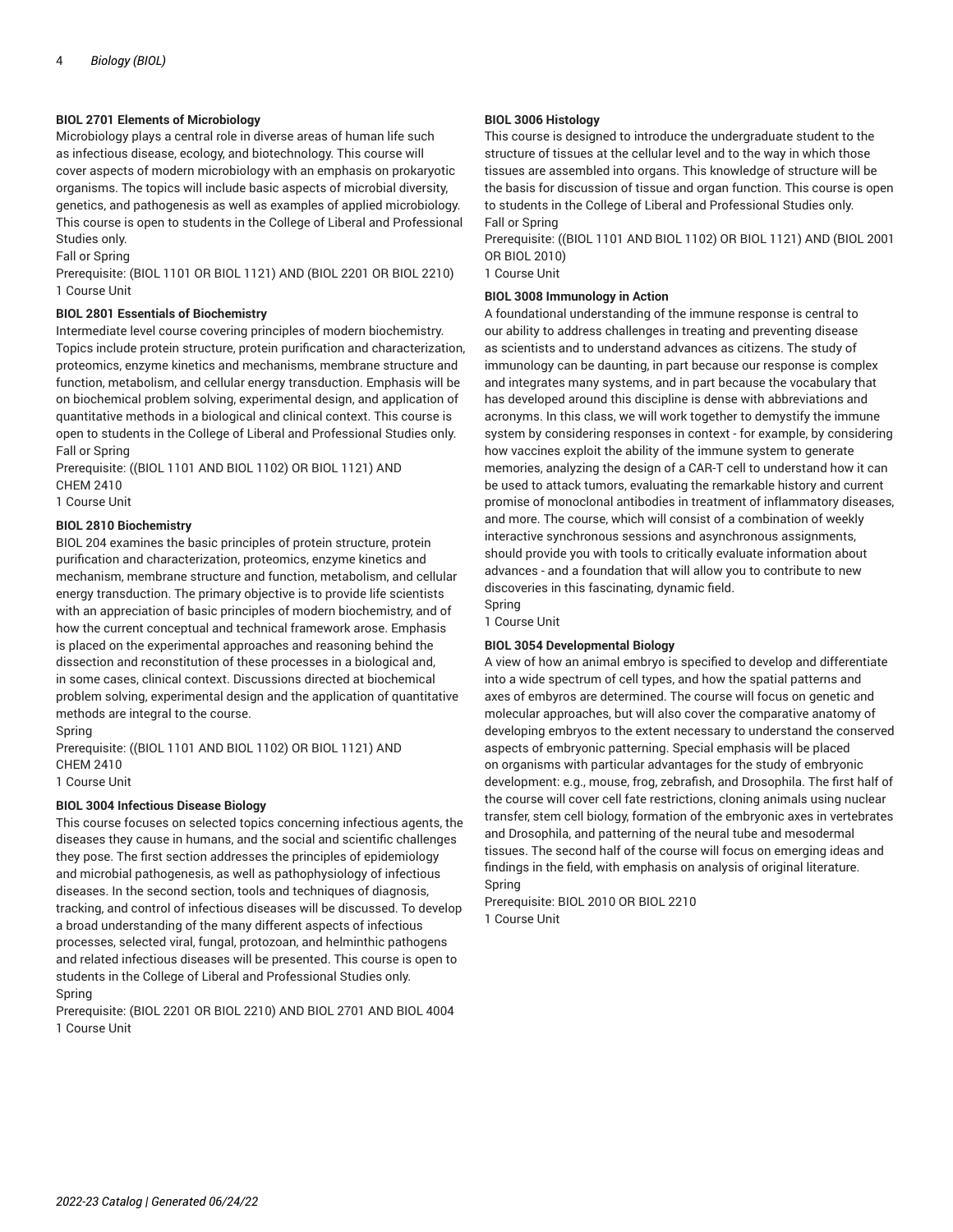**BIOL 2701 Elements of Microbiology**

Microbiology plays a central role in diverse areas of human life such as infectious disease, ecology, and biotechnology. This course will cover aspects of modern microbiology with an emphasis on prokaryotic organisms. The topics will include basic aspects of microbial diversity, genetics, and pathogenesis as well as examples of applied microbiology. This course is open to students in the College of Liberal and Professional Studies only.

Fall or Spring

Prerequisite: (BIOL 1101 OR BIOL 1121) AND (BIOL 2201 OR BIOL 2210)

1 Course Unit

**BIOL 2801 Essentials of Biochemistry**

Intermediate level course covering principles of modern biochemistry. Topics include protein structure, protein purification and characterization, proteomics, enzyme kinetics and mechanisms, membrane structure and function, metabolism, and cellular energy transduction. Emphasis will be on biochemical problem solving, experimental design, and application of quantitative methods in a biological and clinical context. This course is open to students in the College of Liberal and Professional Studies only.

Fall or Spring

Prerequisite: ((BIOL 1101 AND BIOL 1102) OR BIOL 1121) AND CHEM 2410

1 Course Unit

**BIOL 2810 Biochemistry**

BIOL 204 examines the basic principles of protein structure, protein purification and characterization, proteomics, enzyme kinetics and mechanism, membrane structure and function, metabolism, and cellular energy transduction. The primary objective is to provide life scientists with an appreciation of basic principles of modern biochemistry, and of how the current conceptual and technical framework arose. Emphasis is placed on the experimental approaches and reasoning behind the dissection and reconstitution of these processes in a biological and, in some cases, clinical context. Discussions directed at biochemical problem solving, experimental design and the application of quantitative methods are integral to the course.

Spring

Prerequisite: ((BIOL 1101 AND BIOL 1102) OR BIOL 1121) AND CHEM 2410

1 Course Unit

**BIOL 3004 Infectious Disease Biology**

This course focuses on selected topics concerning infectious agents, the diseases they cause in humans, and the social and scientific challenges they pose. The first section addresses the principles of epidemiology and microbial pathogenesis, as well as pathophysiology of infectious diseases. In the second section, tools and techniques of diagnosis, tracking, and control of infectious diseases will be discussed. To develop a broad understanding of the many different aspects of infectious processes, selected viral, fungal, protozoan, and helminthic pathogens and related infectious diseases will be presented. This course is open to students in the College of Liberal and Professional Studies only.

Spring

Prerequisite: (BIOL 2201 OR BIOL 2210) AND BIOL 2701 AND BIOL 4004

1 Course Unit

**BIOL 3006 Histology**

This course is designed to introduce the undergraduate student to the structure of tissues at the cellular level and to the way in which those tissues are assembled into organs. This knowledge of structure will be the basis for discussion of tissue and organ function. This course is open to students in the College of Liberal and Professional Studies only.

Fall or Spring

Prerequisite: ((BIOL 1101 AND BIOL 1102) OR BIOL 1121) AND (BIOL 2001 OR BIOL 2010)

1 Course Unit

**BIOL 3008 Immunology in Action**

A foundational understanding of the immune response is central to our ability to address challenges in treating and preventing disease as scientists and to understand advances as citizens. The study of immunology can be daunting, in part because our response is complex and integrates many systems, and in part because the vocabulary that has developed around this discipline is dense with abbreviations and acronyms. In this class, we will work together to demystify the immune system by considering responses in context - for example, by considering how vaccines exploit the ability of the immune system to generate memories, analyzing the design of a CAR-T cell to understand how it can be used to attack tumors, evaluating the remarkable history and current promise of monoclonal antibodies in treatment of inflammatory diseases, and more. The course, which will consist of a combination of weekly interactive synchronous sessions and asynchronous assignments, should provide you with tools to critically evaluate information about advances - and a foundation that will allow you to contribute to new discoveries in this fascinating, dynamic field.

Spring

1 Course Unit

**BIOL 3054 Developmental Biology**

A view of how an animal embryo is specified to develop and differentiate into a wide spectrum of cell types, and how the spatial patterns and axes of embryos are determined. The course will focus on genetic and molecular approaches, but will also cover the comparative anatomy of developing embryos to the extent necessary to understand the conserved aspects of embryonic patterning. Special emphasis will be placed on organisms with particular advantages for the study of embryonic development: e.g., mouse, frog, zebrafish, and Drosophila. The first half of the course will cover cell fate restrictions, cloning animals using nuclear transfer, stem cell biology, formation of the embryonic axes in vertebrates and Drosophila, and patterning of the neural tube and mesodermal tissues. The second half of the course will focus on emerging ideas and findings in the field, with emphasis on analysis of original literature.

Spring

Prerequisite: BIOL 2010 OR BIOL 2210

1 Course Unit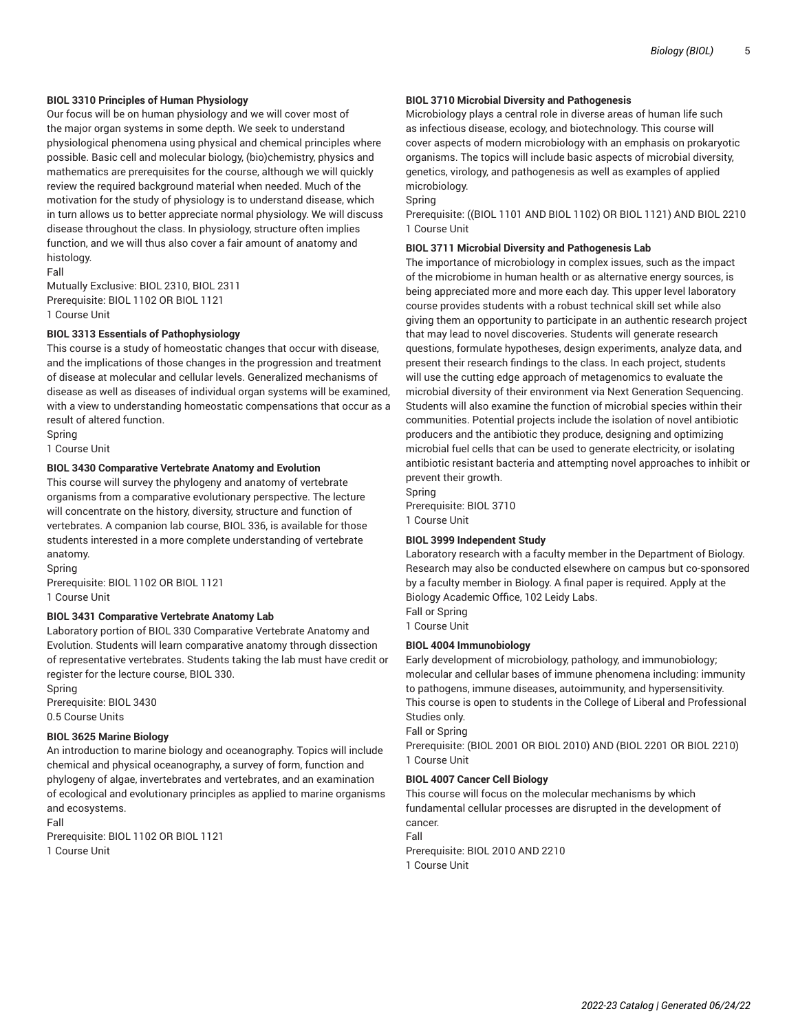**BIOL 3310 Principles of Human Physiology**

Our focus will be on human physiology and we will cover most of the major organ systems in some depth. We seek to understand physiological phenomena using physical and chemical principles where possible. Basic cell and molecular biology, (bio)chemistry, physics and mathematics are prerequisites for the course, although we will quickly review the required background material when needed. Much of the motivation for the study of physiology is to understand disease, which in turn allows us to better appreciate normal physiology. We will discuss disease throughout the class. In physiology, structure often implies function, and we will thus also cover a fair amount of anatomy and histology.

Fall

Mutually Exclusive: BIOL 2310, BIOL 2311

Prerequisite: BIOL 1102 OR BIOL 1121

1 Course Unit

**BIOL 3313 Essentials of Pathophysiology**

This course is a study of homeostatic changes that occur with disease, and the implications of those changes in the progression and treatment of disease at molecular and cellular levels. Generalized mechanisms of disease as well as diseases of individual organ systems will be examined, with a view to understanding homeostatic compensations that occur as a result of altered function.

Spring

1 Course Unit

**BIOL 3430 Comparative Vertebrate Anatomy and Evolution**

This course will survey the phylogeny and anatomy of vertebrate organisms from a comparative evolutionary perspective. The lecture will concentrate on the history, diversity, structure and function of vertebrates. A companion lab course, BIOL 336, is available for those students interested in a more complete understanding of vertebrate anatomy.

Spring

Prerequisite: BIOL 1102 OR BIOL 1121

1 Course Unit

**BIOL 3431 Comparative Vertebrate Anatomy Lab**

Laboratory portion of BIOL 330 Comparative Vertebrate Anatomy and Evolution. Students will learn comparative anatomy through dissection of representative vertebrates. Students taking the lab must have credit or register for the lecture course, BIOL 330.

Spring

Prerequisite: BIOL 3430

0.5 Course Units

**BIOL 3625 Marine Biology**

An introduction to marine biology and oceanography. Topics will include chemical and physical oceanography, a survey of form, function and phylogeny of algae, invertebrates and vertebrates, and an examination of ecological and evolutionary principles as applied to marine organisms and ecosystems.

Fall

Prerequisite: BIOL 1102 OR BIOL 1121

1 Course Unit

**BIOL 3710 Microbial Diversity and Pathogenesis**

Microbiology plays a central role in diverse areas of human life such as infectious disease, ecology, and biotechnology. This course will cover aspects of modern microbiology with an emphasis on prokaryotic organisms. The topics will include basic aspects of microbial diversity, genetics, virology, and pathogenesis as well as examples of applied microbiology.

Spring

Prerequisite: ((BIOL 1101 AND BIOL 1102) OR BIOL 1121) AND BIOL 2210

1 Course Unit

**BIOL 3711 Microbial Diversity and Pathogenesis Lab**

The importance of microbiology in complex issues, such as the impact of the microbiome in human health or as alternative energy sources, is being appreciated more and more each day. This upper level laboratory course provides students with a robust technical skill set while also giving them an opportunity to participate in an authentic research project that may lead to novel discoveries. Students will generate research questions, formulate hypotheses, design experiments, analyze data, and present their research findings to the class. In each project, students will use the cutting edge approach of metagenomics to evaluate the microbial diversity of their environment via Next Generation Sequencing. Students will also examine the function of microbial species within their communities. Potential projects include the isolation of novel antibiotic producers and the antibiotic they produce, designing and optimizing microbial fuel cells that can be used to generate electricity, or isolating antibiotic resistant bacteria and attempting novel approaches to inhibit or prevent their growth.

Spring

Prerequisite: BIOL 3710

1 Course Unit

**BIOL 3999 Independent Study**

Laboratory research with a faculty member in the Department of Biology. Research may also be conducted elsewhere on campus but co-sponsored by a faculty member in Biology. A final paper is required. Apply at the Biology Academic Office, 102 Leidy Labs.

Fall or Spring

1 Course Unit

**BIOL 4004 Immunobiology**

Early development of microbiology, pathology, and immunobiology; molecular and cellular bases of immune phenomena including: immunity to pathogens, immune diseases, autoimmunity, and hypersensitivity. This course is open to students in the College of Liberal and Professional Studies only.

Fall or Spring

Prerequisite: (BIOL 2001 OR BIOL 2010) AND (BIOL 2201 OR BIOL 2210)

1 Course Unit

**BIOL 4007 Cancer Cell Biology**

This course will focus on the molecular mechanisms by which fundamental cellular processes are disrupted in the development of cancer.

Fall

Prerequisite: BIOL 2010 AND 2210

1 Course Unit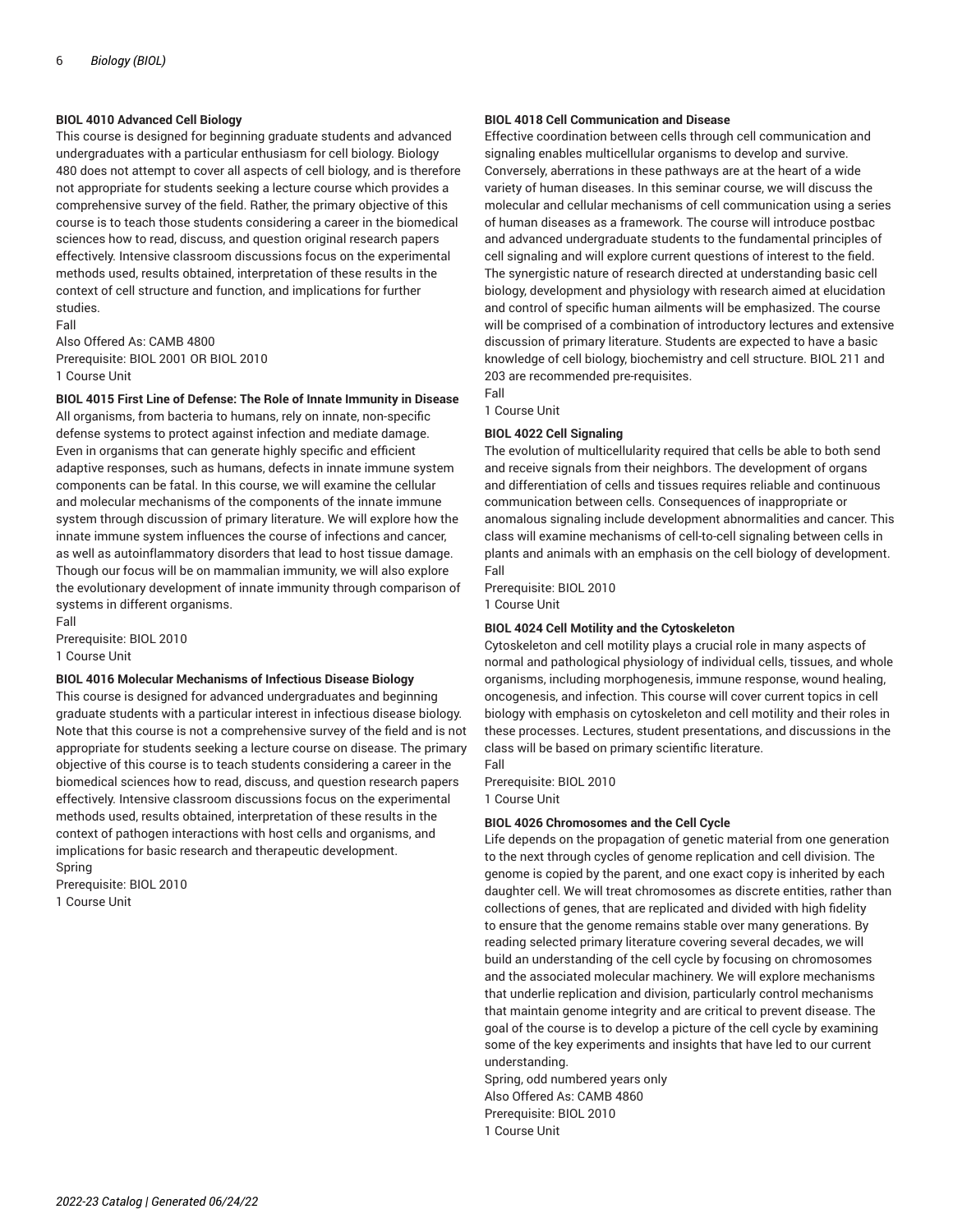**BIOL 4010 Advanced Cell Biology**
This course is designed for beginning graduate students and advanced undergraduates with a particular enthusiasm for cell biology. Biology 480 does not attempt to cover all aspects of cell biology, and is therefore not appropriate for students seeking a lecture course which provides a comprehensive survey of the field. Rather, the primary objective of this course is to teach those students considering a career in the biomedical sciences how to read, discuss, and question original research papers effectively. Intensive classroom discussions focus on the experimental methods used, results obtained, interpretation of these results in the context of cell structure and function, and implications for further studies.
Fall
Also Offered As: CAMB 4800
Prerequisite: BIOL 2001 OR BIOL 2010
1 Course Unit

**BIOL 4015 First Line of Defense: The Role of Innate Immunity in Disease**
All organisms, from bacteria to humans, rely on innate, non-specific defense systems to protect against infection and mediate damage. Even in organisms that can generate highly specific and efficient adaptive responses, such as humans, defects in innate immune system components can be fatal. In this course, we will examine the cellular and molecular mechanisms of the components of the innate immune system through discussion of primary literature. We will explore how the innate immune system influences the course of infections and cancer, as well as autoinflammatory disorders that lead to host tissue damage. Though our focus will be on mammalian immunity, we will also explore the evolutionary development of innate immunity through comparison of systems in different organisms.
Fall
Prerequisite: BIOL 2010
1 Course Unit

**BIOL 4016 Molecular Mechanisms of Infectious Disease Biology**
This course is designed for advanced undergraduates and beginning graduate students with a particular interest in infectious disease biology. Note that this course is not a comprehensive survey of the field and is not appropriate for students seeking a lecture course on disease. The primary objective of this course is to teach students considering a career in the biomedical sciences how to read, discuss, and question research papers effectively. Intensive classroom discussions focus on the experimental methods used, results obtained, interpretation of these results in the context of pathogen interactions with host cells and organisms, and implications for basic research and therapeutic development.
Spring
Prerequisite: BIOL 2010
1 Course Unit

**BIOL 4018 Cell Communication and Disease**
Effective coordination between cells through cell communication and signaling enables multicellular organisms to develop and survive. Conversely, aberrations in these pathways are at the heart of a wide variety of human diseases. In this seminar course, we will discuss the molecular and cellular mechanisms of cell communication using a series of human diseases as a framework. The course will introduce postbac and advanced undergraduate students to the fundamental principles of cell signaling and will explore current questions of interest to the field. The synergistic nature of research directed at understanding basic cell biology, development and physiology with research aimed at elucidation and control of specific human ailments will be emphasized. The course will be comprised of a combination of introductory lectures and extensive discussion of primary literature. Students are expected to have a basic knowledge of cell biology, biochemistry and cell structure. BIOL 211 and 203 are recommended pre-requisites.
Fall
1 Course Unit

**BIOL 4022 Cell Signaling**
The evolution of multicellularity required that cells be able to both send and receive signals from their neighbors. The development of organs and differentiation of cells and tissues requires reliable and continuous communication between cells. Consequences of inappropriate or anomalous signaling include development abnormalities and cancer. This class will examine mechanisms of cell-to-cell signaling between cells in plants and animals with an emphasis on the cell biology of development.
Fall
Prerequisite: BIOL 2010
1 Course Unit

**BIOL 4024 Cell Motility and the Cytoskeleton**
Cytoskeleton and cell motility plays a crucial role in many aspects of normal and pathological physiology of individual cells, tissues, and whole organisms, including morphogenesis, immune response, wound healing, oncogenesis, and infection. This course will cover current topics in cell biology with emphasis on cytoskeleton and cell motility and their roles in these processes. Lectures, student presentations, and discussions in the class will be based on primary scientific literature.
Fall
Prerequisite: BIOL 2010
1 Course Unit

**BIOL 4026 Chromosomes and the Cell Cycle**
Life depends on the propagation of genetic material from one generation to the next through cycles of genome replication and cell division. The genome is copied by the parent, and one exact copy is inherited by each daughter cell. We will treat chromosomes as discrete entities, rather than collections of genes, that are replicated and divided with high fidelity to ensure that the genome remains stable over many generations. By reading selected primary literature covering several decades, we will build an understanding of the cell cycle by focusing on chromosomes and the associated molecular machinery. We will explore mechanisms that underlie replication and division, particularly control mechanisms that maintain genome integrity and are critical to prevent disease. The goal of the course is to develop a picture of the cell cycle by examining some of the key experiments and insights that have led to our current understanding.
Spring, odd numbered years only
Also Offered As: CAMB 4860
Prerequisite: BIOL 2010
1 Course Unit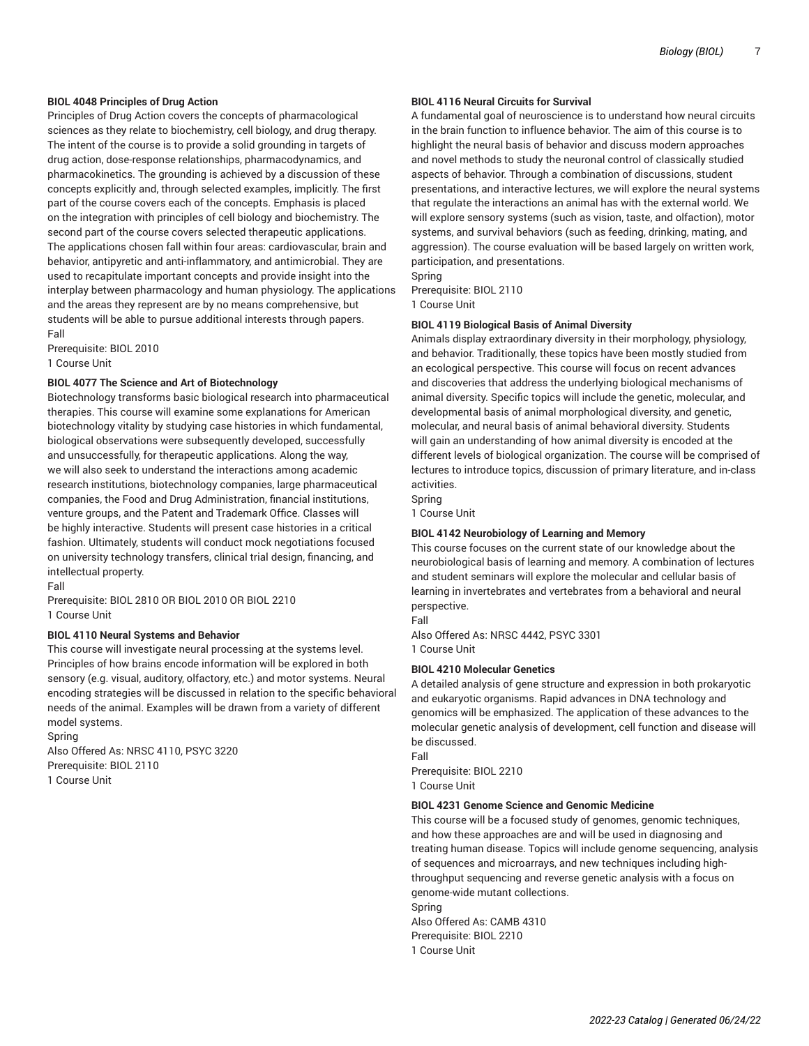**BIOL 4048 Principles of Drug Action**

Principles of Drug Action covers the concepts of pharmacological sciences as they relate to biochemistry, cell biology, and drug therapy. The intent of the course is to provide a solid grounding in targets of drug action, dose-response relationships, pharmacodynamics, and pharmacokinetics. The grounding is achieved by a discussion of these concepts explicitly and, through selected examples, implicitly. The first part of the course covers each of the concepts. Emphasis is placed on the integration with principles of cell biology and biochemistry. The second part of the course covers selected therapeutic applications. The applications chosen fall within four areas: cardiovascular, brain and behavior, antipyretic and anti-inflammatory, and antimicrobial. They are used to recapitulate important concepts and provide insight into the interplay between pharmacology and human physiology. The applications and the areas they represent are by no means comprehensive, but students will be able to pursue additional interests through papers.
Fall
Prerequisite: BIOL 2010
1 Course Unit

**BIOL 4077 The Science and Art of Biotechnology**

Biotechnology transforms basic biological research into pharmaceutical therapies. This course will examine some explanations for American biotechnology vitality by studying case histories in which fundamental, biological observations were subsequently developed, successfully and unsuccessfully, for therapeutic applications. Along the way, we will also seek to understand the interactions among academic research institutions, biotechnology companies, large pharmaceutical companies, the Food and Drug Administration, financial institutions, venture groups, and the Patent and Trademark Office. Classes will be highly interactive. Students will present case histories in a critical fashion. Ultimately, students will conduct mock negotiations focused on university technology transfers, clinical trial design, financing, and intellectual property.
Fall
Prerequisite: BIOL 2810 OR BIOL 2010 OR BIOL 2210
1 Course Unit

**BIOL 4110 Neural Systems and Behavior**

This course will investigate neural processing at the systems level. Principles of how brains encode information will be explored in both sensory (e.g. visual, auditory, olfactory, etc.) and motor systems. Neural encoding strategies will be discussed in relation to the specific behavioral needs of the animal. Examples will be drawn from a variety of different model systems.
Spring
Also Offered As: NRSC 4110, PSYC 3220
Prerequisite: BIOL 2110
1 Course Unit

**BIOL 4116 Neural Circuits for Survival**

A fundamental goal of neuroscience is to understand how neural circuits in the brain function to influence behavior. The aim of this course is to highlight the neural basis of behavior and discuss modern approaches and novel methods to study the neuronal control of classically studied aspects of behavior. Through a combination of discussions, student presentations, and interactive lectures, we will explore the neural systems that regulate the interactions an animal has with the external world. We will explore sensory systems (such as vision, taste, and olfaction), motor systems, and survival behaviors (such as feeding, drinking, mating, and aggression). The course evaluation will be based largely on written work, participation, and presentations.
Spring
Prerequisite: BIOL 2110
1 Course Unit

**BIOL 4119 Biological Basis of Animal Diversity**

Animals display extraordinary diversity in their morphology, physiology, and behavior. Traditionally, these topics have been mostly studied from an ecological perspective. This course will focus on recent advances and discoveries that address the underlying biological mechanisms of animal diversity. Specific topics will include the genetic, molecular, and developmental basis of animal morphological diversity, and genetic, molecular, and neural basis of animal behavioral diversity. Students will gain an understanding of how animal diversity is encoded at the different levels of biological organization. The course will be comprised of lectures to introduce topics, discussion of primary literature, and in-class activities.
Spring
1 Course Unit

**BIOL 4142 Neurobiology of Learning and Memory**

This course focuses on the current state of our knowledge about the neurobiological basis of learning and memory. A combination of lectures and student seminars will explore the molecular and cellular basis of learning in invertebrates and vertebrates from a behavioral and neural perspective.
Fall
Also Offered As: NRSC 4442, PSYC 3301
1 Course Unit

**BIOL 4210 Molecular Genetics**

A detailed analysis of gene structure and expression in both prokaryotic and eukaryotic organisms. Rapid advances in DNA technology and genomics will be emphasized. The application of these advances to the molecular genetic analysis of development, cell function and disease will be discussed.
Fall
Prerequisite: BIOL 2210
1 Course Unit

**BIOL 4231 Genome Science and Genomic Medicine**

This course will be a focused study of genomes, genomic techniques, and how these approaches are and will be used in diagnosing and treating human disease. Topics will include genome sequencing, analysis of sequences and microarrays, and new techniques including high-throughput sequencing and reverse genetic analysis with a focus on genome-wide mutant collections.
Spring
Also Offered As: CAMB 4310
Prerequisite: BIOL 2210
1 Course Unit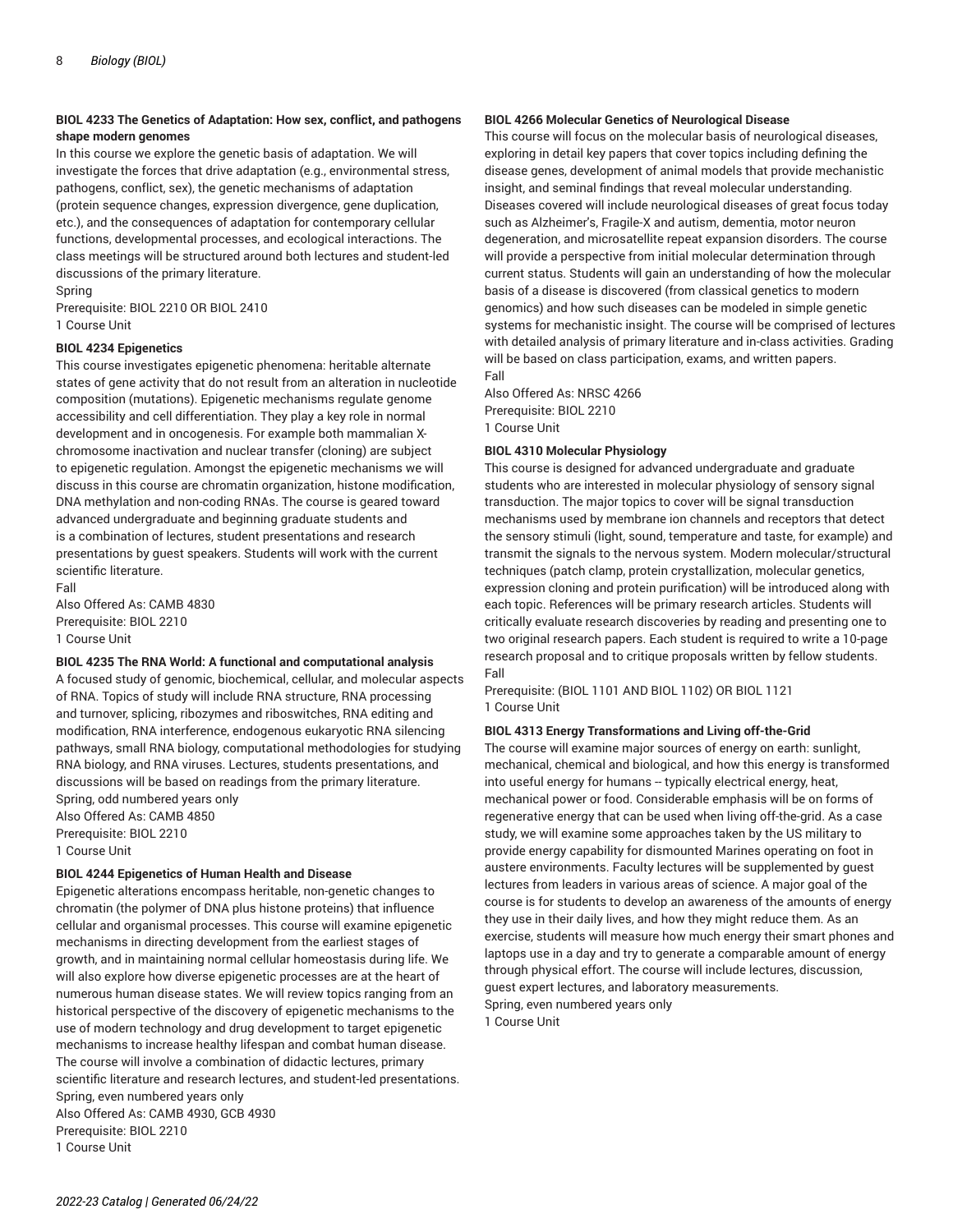**BIOL 4233 The Genetics of Adaptation: How sex, conflict, and pathogens shape modern genomes**

In this course we explore the genetic basis of adaptation. We will investigate the forces that drive adaptation (e.g., environmental stress, pathogens, conflict, sex), the genetic mechanisms of adaptation (protein sequence changes, expression divergence, gene duplication, etc.), and the consequences of adaptation for contemporary cellular functions, developmental processes, and ecological interactions. The class meetings will be structured around both lectures and student-led discussions of the primary literature.
Spring
Prerequisite: BIOL 2210 OR BIOL 2410
1 Course Unit

**BIOL 4234 Epigenetics**

This course investigates epigenetic phenomena: heritable alternate states of gene activity that do not result from an alteration in nucleotide composition (mutations). Epigenetic mechanisms regulate genome accessibility and cell differentiation. They play a key role in normal development and in oncogenesis. For example both mammalian X-chromosome inactivation and nuclear transfer (cloning) are subject to epigenetic regulation. Amongst the epigenetic mechanisms we will discuss in this course are chromatin organization, histone modification, DNA methylation and non-coding RNAs. The course is geared toward advanced undergraduate and beginning graduate students and is a combination of lectures, student presentations and research presentations by guest speakers. Students will work with the current scientific literature.
Fall
Also Offered As: CAMB 4830
Prerequisite: BIOL 2210
1 Course Unit

**BIOL 4235 The RNA World: A functional and computational analysis**

A focused study of genomic, biochemical, cellular, and molecular aspects of RNA. Topics of study will include RNA structure, RNA processing and turnover, splicing, ribozymes and riboswitches, RNA editing and modification, RNA interference, endogenous eukaryotic RNA silencing pathways, small RNA biology, computational methodologies for studying RNA biology, and RNA viruses. Lectures, students presentations, and discussions will be based on readings from the primary literature.
Spring, odd numbered years only
Also Offered As: CAMB 4850
Prerequisite: BIOL 2210
1 Course Unit

**BIOL 4244 Epigenetics of Human Health and Disease**

Epigenetic alterations encompass heritable, non-genetic changes to chromatin (the polymer of DNA plus histone proteins) that influence cellular and organismal processes. This course will examine epigenetic mechanisms in directing development from the earliest stages of growth, and in maintaining normal cellular homeostasis during life. We will also explore how diverse epigenetic processes are at the heart of numerous human disease states. We will review topics ranging from an historical perspective of the discovery of epigenetic mechanisms to the use of modern technology and drug development to target epigenetic mechanisms to increase healthy lifespan and combat human disease. The course will involve a combination of didactic lectures, primary scientific literature and research lectures, and student-led presentations.
Spring, even numbered years only
Also Offered As: CAMB 4930, GCB 4930
Prerequisite: BIOL 2210
1 Course Unit

**BIOL 4266 Molecular Genetics of Neurological Disease**

This course will focus on the molecular basis of neurological diseases, exploring in detail key papers that cover topics including defining the disease genes, development of animal models that provide mechanistic insight, and seminal findings that reveal molecular understanding. Diseases covered will include neurological diseases of great focus today such as Alzheimer's, Fragile-X and autism, dementia, motor neuron degeneration, and microsatellite repeat expansion disorders. The course will provide a perspective from initial molecular determination through current status. Students will gain an understanding of how the molecular basis of a disease is discovered (from classical genetics to modern genomics) and how such diseases can be modeled in simple genetic systems for mechanistic insight. The course will be comprised of lectures with detailed analysis of primary literature and in-class activities. Grading will be based on class participation, exams, and written papers.
Fall
Also Offered As: NRSC 4266
Prerequisite: BIOL 2210
1 Course Unit

**BIOL 4310 Molecular Physiology**

This course is designed for advanced undergraduate and graduate students who are interested in molecular physiology of sensory signal transduction. The major topics to cover will be signal transduction mechanisms used by membrane ion channels and receptors that detect the sensory stimuli (light, sound, temperature and taste, for example) and transmit the signals to the nervous system. Modern molecular/structural techniques (patch clamp, protein crystallization, molecular genetics, expression cloning and protein purification) will be introduced along with each topic. References will be primary research articles. Students will critically evaluate research discoveries by reading and presenting one to two original research papers. Each student is required to write a 10-page research proposal and to critique proposals written by fellow students.
Fall
Prerequisite: (BIOL 1101 AND BIOL 1102) OR BIOL 1121
1 Course Unit

**BIOL 4313 Energy Transformations and Living off-the-Grid**

The course will examine major sources of energy on earth: sunlight, mechanical, chemical and biological, and how this energy is transformed into useful energy for humans -- typically electrical energy, heat, mechanical power or food. Considerable emphasis will be on forms of regenerative energy that can be used when living off-the-grid. As a case study, we will examine some approaches taken by the US military to provide energy capability for dismounted Marines operating on foot in austere environments. Faculty lectures will be supplemented by guest lectures from leaders in various areas of science. A major goal of the course is for students to develop an awareness of the amounts of energy they use in their daily lives, and how they might reduce them. As an exercise, students will measure how much energy their smart phones and laptops use in a day and try to generate a comparable amount of energy through physical effort. The course will include lectures, discussion, guest expert lectures, and laboratory measurements.
Spring, even numbered years only
1 Course Unit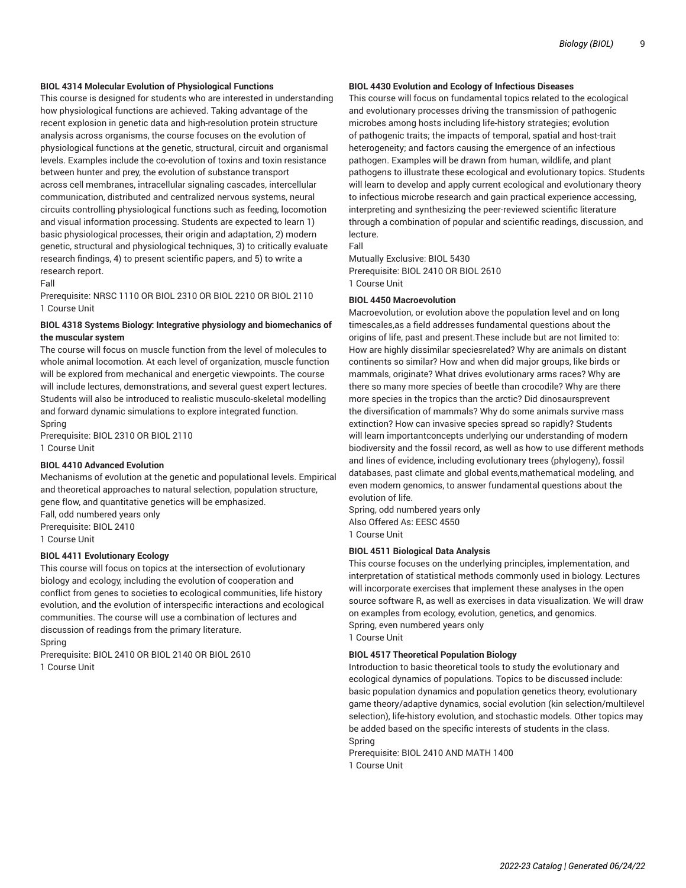**BIOL 4314 Molecular Evolution of Physiological Functions**

This course is designed for students who are interested in understanding how physiological functions are achieved. Taking advantage of the recent explosion in genetic data and high-resolution protein structure analysis across organisms, the course focuses on the evolution of physiological functions at the genetic, structural, circuit and organismal levels. Examples include the co-evolution of toxins and toxin resistance between hunter and prey, the evolution of substance transport across cell membranes, intracellular signaling cascades, intercellular communication, distributed and centralized nervous systems, neural circuits controlling physiological functions such as feeding, locomotion and visual information processing. Students are expected to learn 1) basic physiological processes, their origin and adaptation, 2) modern genetic, structural and physiological techniques, 3) to critically evaluate research findings, 4) to present scientific papers, and 5) to write a research report.

Fall

Prerequisite: NRSC 1110 OR BIOL 2310 OR BIOL 2210 OR BIOL 2110

1 Course Unit

**BIOL 4318 Systems Biology: Integrative physiology and biomechanics of the muscular system**

The course will focus on muscle function from the level of molecules to whole animal locomotion. At each level of organization, muscle function will be explored from mechanical and energetic viewpoints. The course will include lectures, demonstrations, and several guest expert lectures. Students will also be introduced to realistic musculo-skeletal modelling and forward dynamic simulations to explore integrated function.

Spring

Prerequisite: BIOL 2310 OR BIOL 2110

1 Course Unit

**BIOL 4410 Advanced Evolution**

Mechanisms of evolution at the genetic and populational levels. Empirical and theoretical approaches to natural selection, population structure, gene flow, and quantitative genetics will be emphasized.

Fall, odd numbered years only

Prerequisite: BIOL 2410

1 Course Unit

**BIOL 4411 Evolutionary Ecology**

This course will focus on topics at the intersection of evolutionary biology and ecology, including the evolution of cooperation and conflict from genes to societies to ecological communities, life history evolution, and the evolution of interspecific interactions and ecological communities. The course will use a combination of lectures and discussion of readings from the primary literature.

Spring

Prerequisite: BIOL 2410 OR BIOL 2140 OR BIOL 2610

1 Course Unit

**BIOL 4430 Evolution and Ecology of Infectious Diseases**

This course will focus on fundamental topics related to the ecological and evolutionary processes driving the transmission of pathogenic microbes among hosts including life-history strategies; evolution of pathogenic traits; the impacts of temporal, spatial and host-trait heterogeneity; and factors causing the emergence of an infectious pathogen. Examples will be drawn from human, wildlife, and plant pathogens to illustrate these ecological and evolutionary topics. Students will learn to develop and apply current ecological and evolutionary theory to infectious microbe research and gain practical experience accessing, interpreting and synthesizing the peer-reviewed scientific literature through a combination of popular and scientific readings, discussion, and lecture.

Fall

Mutually Exclusive: BIOL 5430

Prerequisite: BIOL 2410 OR BIOL 2610

1 Course Unit

**BIOL 4450 Macroevolution**

Macroevolution, or evolution above the population level and on long timescales,as a field addresses fundamental questions about the origins of life, past and present.These include but are not limited to: How are highly dissimilar speciesrelated? Why are animals on distant continents so similar? How and when did major groups, like birds or mammals, originate? What drives evolutionary arms races? Why are there so many more species of beetle than crocodile? Why are there more species in the tropics than the arctic? Did dinosaursprevent the diversification of mammals? Why do some animals survive mass extinction? How can invasive species spread so rapidly? Students will learn importantconcepts underlying our understanding of modern biodiversity and the fossil record, as well as how to use different methods and lines of evidence, including evolutionary trees (phylogeny), fossil databases, past climate and global events,mathematical modeling, and even modern genomics, to answer fundamental questions about the evolution of life.

Spring, odd numbered years only

Also Offered As: EESC 4550

1 Course Unit

**BIOL 4511 Biological Data Analysis**

This course focuses on the underlying principles, implementation, and interpretation of statistical methods commonly used in biology. Lectures will incorporate exercises that implement these analyses in the open source software R, as well as exercises in data visualization. We will draw on examples from ecology, evolution, genetics, and genomics.

Spring, even numbered years only

1 Course Unit

**BIOL 4517 Theoretical Population Biology**

Introduction to basic theoretical tools to study the evolutionary and ecological dynamics of populations. Topics to be discussed include: basic population dynamics and population genetics theory, evolutionary game theory/adaptive dynamics, social evolution (kin selection/multilevel selection), life-history evolution, and stochastic models. Other topics may be added based on the specific interests of students in the class.

Spring

Prerequisite: BIOL 2410 AND MATH 1400

1 Course Unit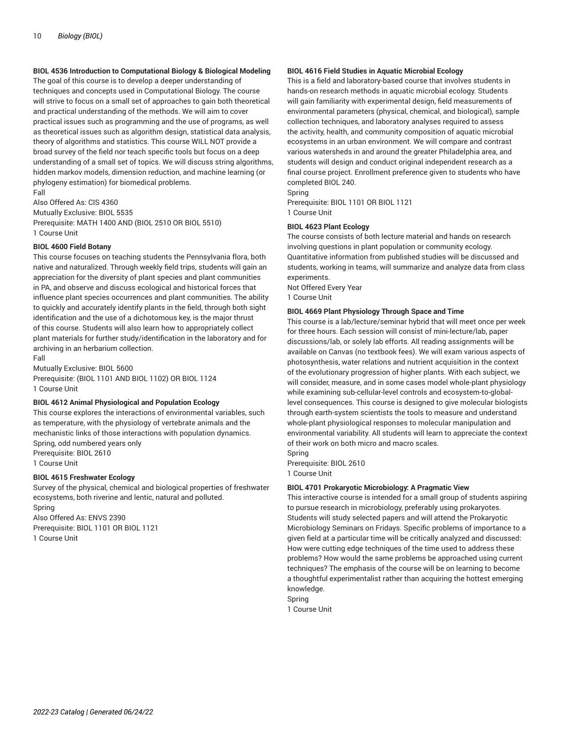**BIOL 4536 Introduction to Computational Biology & Biological Modeling**
The goal of this course is to develop a deeper understanding of techniques and concepts used in Computational Biology. The course will strive to focus on a small set of approaches to gain both theoretical and practical understanding of the methods. We will aim to cover practical issues such as programming and the use of programs, as well as theoretical issues such as algorithm design, statistical data analysis, theory of algorithms and statistics. This course WILL NOT provide a broad survey of the field nor teach specific tools but focus on a deep understanding of a small set of topics. We will discuss string algorithms, hidden markov models, dimension reduction, and machine learning (or phylogeny estimation) for biomedical problems.
Fall
Also Offered As: CIS 4360
Mutually Exclusive: BIOL 5535
Prerequisite: MATH 1400 AND (BIOL 2510 OR BIOL 5510)
1 Course Unit

**BIOL 4600 Field Botany**
This course focuses on teaching students the Pennsylvania flora, both native and naturalized. Through weekly field trips, students will gain an appreciation for the diversity of plant species and plant communities in PA, and observe and discuss ecological and historical forces that influence plant species occurrences and plant communities. The ability to quickly and accurately identify plants in the field, through both sight identification and the use of a dichotomous key, is the major thrust of this course. Students will also learn how to appropriately collect plant materials for further study/identification in the laboratory and for archiving in an herbarium collection.
Fall
Mutually Exclusive: BIOL 5600
Prerequisite: (BIOL 1101 AND BIOL 1102) OR BIOL 1124
1 Course Unit

**BIOL 4612 Animal Physiological and Population Ecology**
This course explores the interactions of environmental variables, such as temperature, with the physiology of vertebrate animals and the mechanistic links of those interactions with population dynamics.
Spring, odd numbered years only
Prerequisite: BIOL 2610
1 Course Unit

**BIOL 4615 Freshwater Ecology**
Survey of the physical, chemical and biological properties of freshwater ecosystems, both riverine and lentic, natural and polluted.
Spring
Also Offered As: ENVS 2390
Prerequisite: BIOL 1101 OR BIOL 1121
1 Course Unit

**BIOL 4616 Field Studies in Aquatic Microbial Ecology**
This is a field and laboratory-based course that involves students in hands-on research methods in aquatic microbial ecology. Students will gain familiarity with experimental design, field measurements of environmental parameters (physical, chemical, and biological), sample collection techniques, and laboratory analyses required to assess the activity, health, and community composition of aquatic microbial ecosystems in an urban environment. We will compare and contrast various watersheds in and around the greater Philadelphia area, and students will design and conduct original independent research as a final course project. Enrollment preference given to students who have completed BIOL 240.
Spring
Prerequisite: BIOL 1101 OR BIOL 1121
1 Course Unit

**BIOL 4623 Plant Ecology**
The course consists of both lecture material and hands on research involving questions in plant population or community ecology. Quantitative information from published studies will be discussed and students, working in teams, will summarize and analyze data from class experiments.
Not Offered Every Year
1 Course Unit

**BIOL 4669 Plant Physiology Through Space and Time**
This course is a lab/lecture/seminar hybrid that will meet once per week for three hours. Each session will consist of mini-lecture/lab, paper discussions/lab, or solely lab efforts. All reading assignments will be available on Canvas (no textbook fees). We will exam various aspects of photosynthesis, water relations and nutrient acquisition in the context of the evolutionary progression of higher plants. With each subject, we will consider, measure, and in some cases model whole-plant physiology while examining sub-cellular-level controls and ecosystem-to-global-level consequences. This course is designed to give molecular biologists through earth-system scientists the tools to measure and understand whole-plant physiological responses to molecular manipulation and environmental variability. All students will learn to appreciate the context of their work on both micro and macro scales.
Spring
Prerequisite: BIOL 2610
1 Course Unit

**BIOL 4701 Prokaryotic Microbiology: A Pragmatic View**
This interactive course is intended for a small group of students aspiring to pursue research in microbiology, preferably using prokaryotes. Students will study selected papers and will attend the Prokaryotic Microbiology Seminars on Fridays. Specific problems of importance to a given field at a particular time will be critically analyzed and discussed: How were cutting edge techniques of the time used to address these problems? How would the same problems be approached using current techniques? The emphasis of the course will be on learning to become a thoughtful experimentalist rather than acquiring the hottest emerging knowledge.
Spring
1 Course Unit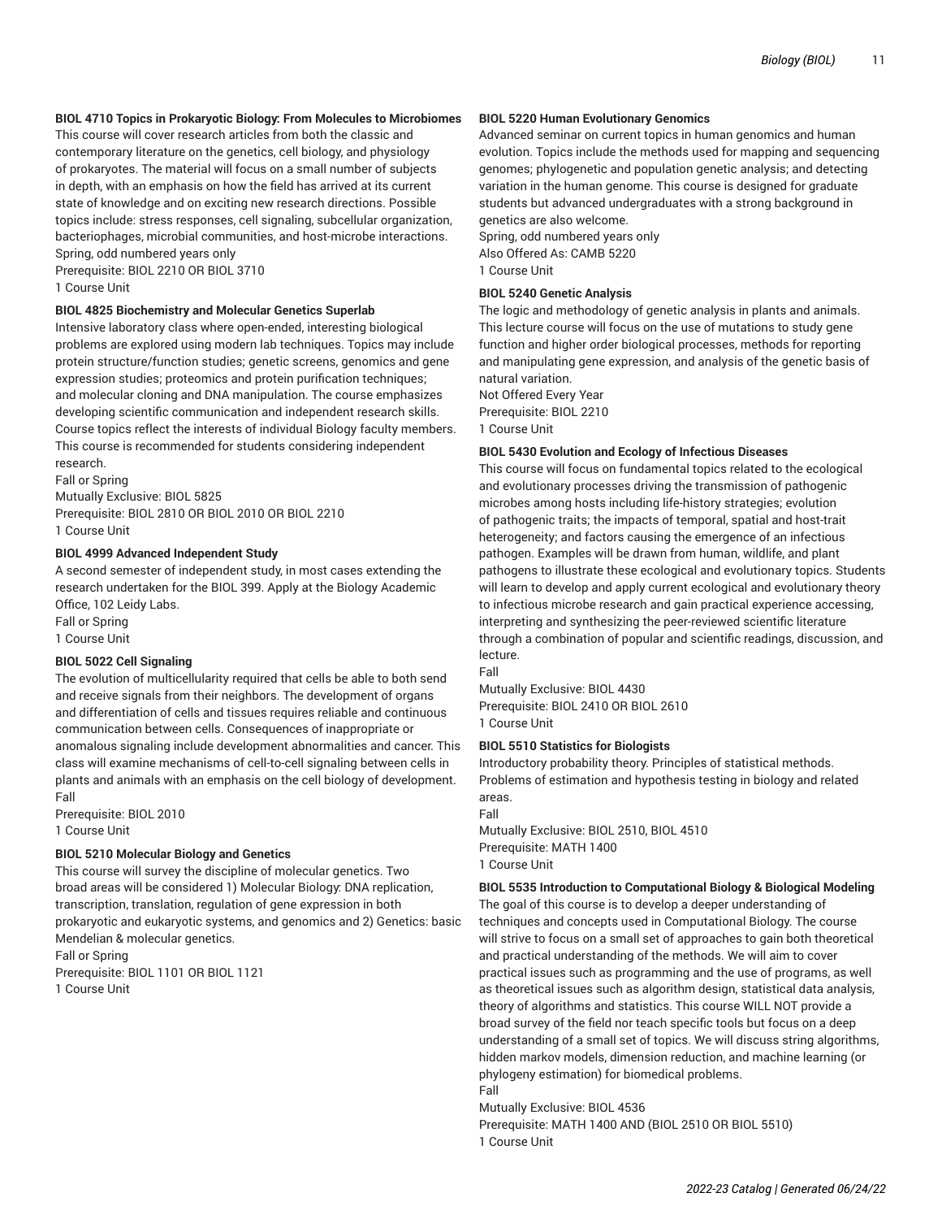**BIOL 4710 Topics in Prokaryotic Biology: From Molecules to Microbiomes**

This course will cover research articles from both the classic and contemporary literature on the genetics, cell biology, and physiology of prokaryotes. The material will focus on a small number of subjects in depth, with an emphasis on how the field has arrived at its current state of knowledge and on exciting new research directions. Possible topics include: stress responses, cell signaling, subcellular organization, bacteriophages, microbial communities, and host-microbe interactions.
Spring, odd numbered years only
Prerequisite: BIOL 2210 OR BIOL 3710
1 Course Unit

**BIOL 4825 Biochemistry and Molecular Genetics Superlab**

Intensive laboratory class where open-ended, interesting biological problems are explored using modern lab techniques. Topics may include protein structure/function studies; genetic screens, genomics and gene expression studies; proteomics and protein purification techniques; and molecular cloning and DNA manipulation. The course emphasizes developing scientific communication and independent research skills. Course topics reflect the interests of individual Biology faculty members. This course is recommended for students considering independent research.
Fall or Spring
Mutually Exclusive: BIOL 5825
Prerequisite: BIOL 2810 OR BIOL 2010 OR BIOL 2210
1 Course Unit

**BIOL 4999 Advanced Independent Study**

A second semester of independent study, in most cases extending the research undertaken for the BIOL 399. Apply at the Biology Academic Office, 102 Leidy Labs.
Fall or Spring
1 Course Unit

**BIOL 5022 Cell Signaling**

The evolution of multicellularity required that cells be able to both send and receive signals from their neighbors. The development of organs and differentiation of cells and tissues requires reliable and continuous communication between cells. Consequences of inappropriate or anomalous signaling include development abnormalities and cancer. This class will examine mechanisms of cell-to-cell signaling between cells in plants and animals with an emphasis on the cell biology of development.
Fall
Prerequisite: BIOL 2010
1 Course Unit

**BIOL 5210 Molecular Biology and Genetics**

This course will survey the discipline of molecular genetics. Two broad areas will be considered 1) Molecular Biology: DNA replication, transcription, translation, regulation of gene expression in both prokaryotic and eukaryotic systems, and genomics and 2) Genetics: basic Mendelian & molecular genetics.
Fall or Spring
Prerequisite: BIOL 1101 OR BIOL 1121
1 Course Unit

**BIOL 5220 Human Evolutionary Genomics**

Advanced seminar on current topics in human genomics and human evolution. Topics include the methods used for mapping and sequencing genomes; phylogenetic and population genetic analysis; and detecting variation in the human genome. This course is designed for graduate students but advanced undergraduates with a strong background in genetics are also welcome.
Spring, odd numbered years only
Also Offered As: CAMB 5220
1 Course Unit

**BIOL 5240 Genetic Analysis**

The logic and methodology of genetic analysis in plants and animals. This lecture course will focus on the use of mutations to study gene function and higher order biological processes, methods for reporting and manipulating gene expression, and analysis of the genetic basis of natural variation.
Not Offered Every Year
Prerequisite: BIOL 2210
1 Course Unit

**BIOL 5430 Evolution and Ecology of Infectious Diseases**

This course will focus on fundamental topics related to the ecological and evolutionary processes driving the transmission of pathogenic microbes among hosts including life-history strategies; evolution of pathogenic traits; the impacts of temporal, spatial and host-trait heterogeneity; and factors causing the emergence of an infectious pathogen. Examples will be drawn from human, wildlife, and plant pathogens to illustrate these ecological and evolutionary topics. Students will learn to develop and apply current ecological and evolutionary theory to infectious microbe research and gain practical experience accessing, interpreting and synthesizing the peer-reviewed scientific literature through a combination of popular and scientific readings, discussion, and lecture.
Fall
Mutually Exclusive: BIOL 4430
Prerequisite: BIOL 2410 OR BIOL 2610
1 Course Unit

**BIOL 5510 Statistics for Biologists**

Introductory probability theory. Principles of statistical methods. Problems of estimation and hypothesis testing in biology and related areas.
Fall
Mutually Exclusive: BIOL 2510, BIOL 4510
Prerequisite: MATH 1400
1 Course Unit

**BIOL 5535 Introduction to Computational Biology & Biological Modeling**

The goal of this course is to develop a deeper understanding of techniques and concepts used in Computational Biology. The course will strive to focus on a small set of approaches to gain both theoretical and practical understanding of the methods. We will aim to cover practical issues such as programming and the use of programs, as well as theoretical issues such as algorithm design, statistical data analysis, theory of algorithms and statistics. This course WILL NOT provide a broad survey of the field nor teach specific tools but focus on a deep understanding of a small set of topics. We will discuss string algorithms, hidden markov models, dimension reduction, and machine learning (or phylogeny estimation) for biomedical problems.
Fall
Mutually Exclusive: BIOL 4536
Prerequisite: MATH 1400 AND (BIOL 2510 OR BIOL 5510)
1 Course Unit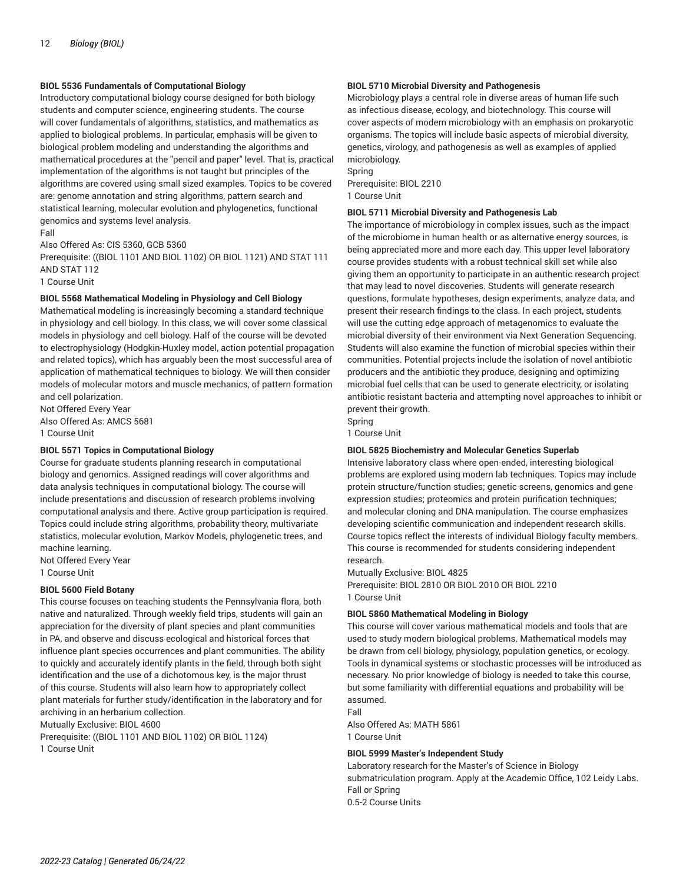**BIOL 5536 Fundamentals of Computational Biology**

Introductory computational biology course designed for both biology students and computer science, engineering students. The course will cover fundamentals of algorithms, statistics, and mathematics as applied to biological problems. In particular, emphasis will be given to biological problem modeling and understanding the algorithms and mathematical procedures at the "pencil and paper" level. That is, practical implementation of the algorithms is not taught but principles of the algorithms are covered using small sized examples. Topics to be covered are: genome annotation and string algorithms, pattern search and statistical learning, molecular evolution and phylogenetics, functional genomics and systems level analysis.
Fall
Also Offered As: CIS 5360, GCB 5360
Prerequisite: ((BIOL 1101 AND BIOL 1102) OR BIOL 1121) AND STAT 111 AND STAT 112
1 Course Unit

**BIOL 5568 Mathematical Modeling in Physiology and Cell Biology**

Mathematical modeling is increasingly becoming a standard technique in physiology and cell biology. In this class, we will cover some classical models in physiology and cell biology. Half of the course will be devoted to electrophysiology (Hodgkin-Huxley model, action potential propagation and related topics), which has arguably been the most successful area of application of mathematical techniques to biology. We will then consider models of molecular motors and muscle mechanics, of pattern formation and cell polarization.
Not Offered Every Year
Also Offered As: AMCS 5681
1 Course Unit

**BIOL 5571 Topics in Computational Biology**

Course for graduate students planning research in computational biology and genomics. Assigned readings will cover algorithms and data analysis techniques in computational biology. The course will include presentations and discussion of research problems involving computational analysis and there. Active group participation is required. Topics could include string algorithms, probability theory, multivariate statistics, molecular evolution, Markov Models, phylogenetic trees, and machine learning.
Not Offered Every Year
1 Course Unit

**BIOL 5600 Field Botany**

This course focuses on teaching students the Pennsylvania flora, both native and naturalized. Through weekly field trips, students will gain an appreciation for the diversity of plant species and plant communities in PA, and observe and discuss ecological and historical forces that influence plant species occurrences and plant communities. The ability to quickly and accurately identify plants in the field, through both sight identification and the use of a dichotomous key, is the major thrust of this course. Students will also learn how to appropriately collect plant materials for further study/identification in the laboratory and for archiving in an herbarium collection.
Mutually Exclusive: BIOL 4600
Prerequisite: ((BIOL 1101 AND BIOL 1102) OR BIOL 1124)
1 Course Unit

**BIOL 5710 Microbial Diversity and Pathogenesis**

Microbiology plays a central role in diverse areas of human life such as infectious disease, ecology, and biotechnology. This course will cover aspects of modern microbiology with an emphasis on prokaryotic organisms. The topics will include basic aspects of microbial diversity, genetics, virology, and pathogenesis as well as examples of applied microbiology.
Spring
Prerequisite: BIOL 2210
1 Course Unit

**BIOL 5711 Microbial Diversity and Pathogenesis Lab**

The importance of microbiology in complex issues, such as the impact of the microbiome in human health or as alternative energy sources, is being appreciated more and more each day. This upper level laboratory course provides students with a robust technical skill set while also giving them an opportunity to participate in an authentic research project that may lead to novel discoveries. Students will generate research questions, formulate hypotheses, design experiments, analyze data, and present their research findings to the class. In each project, students will use the cutting edge approach of metagenomics to evaluate the microbial diversity of their environment via Next Generation Sequencing. Students will also examine the function of microbial species within their communities. Potential projects include the isolation of novel antibiotic producers and the antibiotic they produce, designing and optimizing microbial fuel cells that can be used to generate electricity, or isolating antibiotic resistant bacteria and attempting novel approaches to inhibit or prevent their growth.
Spring
1 Course Unit

**BIOL 5825 Biochemistry and Molecular Genetics Superlab**

Intensive laboratory class where open-ended, interesting biological problems are explored using modern lab techniques. Topics may include protein structure/function studies; genetic screens, genomics and gene expression studies; proteomics and protein purification techniques; and molecular cloning and DNA manipulation. The course emphasizes developing scientific communication and independent research skills. Course topics reflect the interests of individual Biology faculty members. This course is recommended for students considering independent research.
Mutually Exclusive: BIOL 4825
Prerequisite: BIOL 2810 OR BIOL 2010 OR BIOL 2210
1 Course Unit

**BIOL 5860 Mathematical Modeling in Biology**

This course will cover various mathematical models and tools that are used to study modern biological problems. Mathematical models may be drawn from cell biology, physiology, population genetics, or ecology. Tools in dynamical systems or stochastic processes will be introduced as necessary. No prior knowledge of biology is needed to take this course, but some familiarity with differential equations and probability will be assumed.
Fall
Also Offered As: MATH 5861
1 Course Unit

**BIOL 5999 Master's Independent Study**

Laboratory research for the Master's of Science in Biology submatriculation program. Apply at the Academic Office, 102 Leidy Labs.
Fall or Spring
0.5-2 Course Units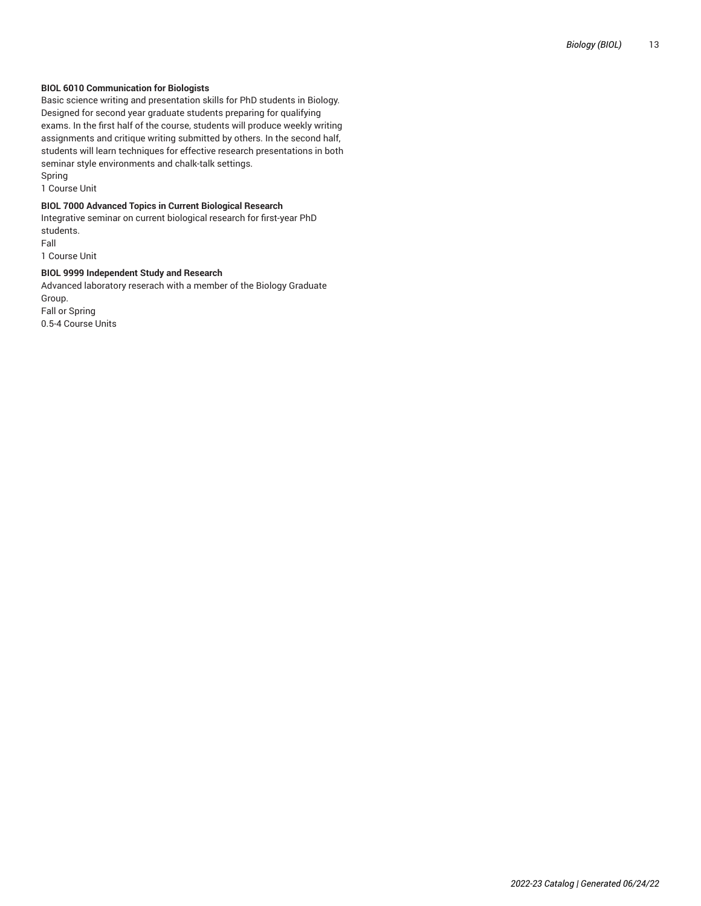**BIOL 6010 Communication for Biologists**
Basic science writing and presentation skills for PhD students in Biology. Designed for second year graduate students preparing for qualifying exams. In the first half of the course, students will produce weekly writing assignments and critique writing submitted by others. In the second half, students will learn techniques for effective research presentations in both seminar style environments and chalk-talk settings.
Spring
1 Course Unit

**BIOL 7000 Advanced Topics in Current Biological Research**
Integrative seminar on current biological research for first-year PhD students.
Fall
1 Course Unit

**BIOL 9999 Independent Study and Research**
Advanced laboratory reserach with a member of the Biology Graduate Group.
Fall or Spring
0.5-4 Course Units